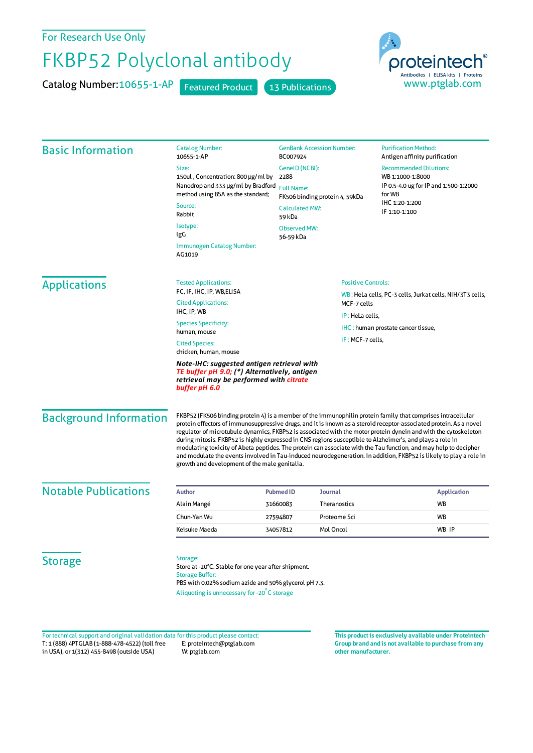For Research Use Only

# FKBP52 Polyclonal antibody

Catalog Number: 10655-1-AP    Featured Product    13 Publications

proteintech® Antibodies | ELISA kits | Proteins
www.ptglab.com

## Basic Information

**Catalog Number:**
10655-1-AP

**Size:**
150ul , Concentration: 800 μg/ml by Nanodrop and 333 μg/ml by Bradford method using BSA as the standard;

**Source:**
Rabbit

**Isotype:**
IgG

**Immunogen Catalog Number:**
AG1019

**GenBank Accession Number:**
BC007924

**GeneID (NCBI):**
2288

**Full Name:**
FK506 binding protein 4, 59kDa

**Calculated MW:**
59 kDa

**Observed MW:**
56-59 kDa

**Purification Method:**
Antigen affinity purification

**Recommended Dilutions:**
WB 1:1000-1:8000
IP 0.5-4.0 ug for IP and 1:500-1:2000 for WB
IHC 1:20-1:200
IF 1:10-1:100

## Applications

**Tested Applications:**
FC, IF, IHC, IP, WB,ELISA

**Cited Applications:**
IHC, IP, WB

**Species Specificity:**
human, mouse

**Cited Species:**
chicken, human, mouse

***Note-IHC: suggested antigen retrieval with TE buffer pH 9.0; (\*) Alternatively, antigen retrieval may be performed with citrate buffer pH 6.0***

**Positive Controls:**

WB : HeLa cells, PC-3 cells, Jurkat cells, NIH/3T3 cells, MCF-7 cells

IP : HeLa cells,

IHC : human prostate cancer tissue,

IF : MCF-7 cells,

## Background Information

FKBP52 (FK506 binding protein 4) is a member of the immunophilin protein family that comprises intracellular protein effectors of immunosuppressive drugs, and it is known as a steroid receptor-associated protein. As a novel regulator of microtubule dynamics, FKBP52 is associated with the motor protein dynein and with the cytoskeleton during mitosis. FKBP52 is highly expressed in CNS regions susceptible to Alzheimer's, and plays a role in modulating toxicity of Abeta peptides. The protein can associate with the Tau function, and may help to decipher and modulate the events involved in Tau-induced neurodegeneration. In addition, FKBP52 is likely to play a role in growth and development of the male genitalia.

## Notable Publications

| Author | Pubmed ID | Journal | Application |
|---|---|---|---|
| Alain Mangé | 31660083 | Theranostics | WB |
| Chun-Yan Wu | 27594807 | Proteome Sci | WB |
| Keisuke Maeda | 34057812 | Mol Oncol | WB IP |

## Storage

**Storage:**
Store at -20°C. Stable for one year after shipment.

**Storage Buffer:**
PBS with 0.02% sodium azide and 50% glycerol pH 7.3.

Aliquoting is unnecessary for -20°C storage

For technical support and original validation data for this product please contact:
T: 1 (888) 4PTGLAB (1-888-478-4522) (toll free in USA), or 1(312) 455-8498 (outside USA)
E: proteintech@ptglab.com
W: ptglab.com

**This product is exclusively available under Proteintech Group brand and is not available to purchase from any other manufacturer.**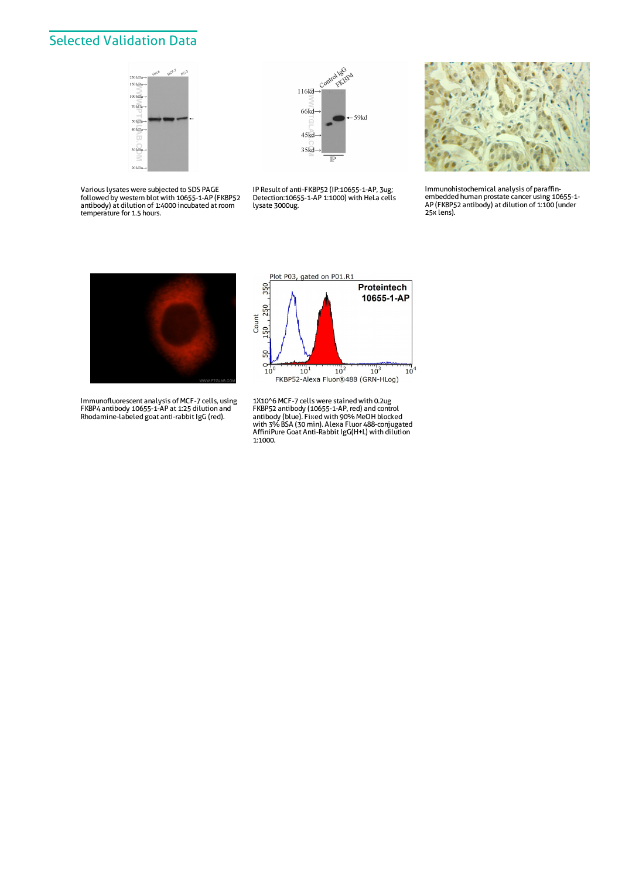## Selected Validation Data

Various lysates were subjected to SDS PAGE followed by western blot with 10655-1-AP (FKBP52 antibody) at dilution of 1:4000 incubated at room temperature for 1.5 hours.

IP Result of anti-FKBP52 (IP:10655-1-AP, 3ug; Detection:10655-1-AP 1:1000) with HeLa cells lysate 3000ug.

Immunohistochemical analysis of paraffin-embedded human prostate cancer using 10655-1-AP (FKBP52 antibody) at dilution of 1:100 (under 25x lens).

Immunofluorescent analysis of MCF-7 cells, using FKBP4 antibody 10655-1-AP at 1:25 dilution and Rhodamine-labeled goat anti-rabbit IgG (red).

1X10^6 MCF-7 cells were stained with 0.2ug FKBP52 antibody (10655-1-AP, red) and control antibody (blue). Fixed with 90% MeOH blocked with 3% BSA (30 min). Alexa Fluor 488-conjugated AffiniPure Goat Anti-Rabbit IgG(H+L) with dilution 1:1000.